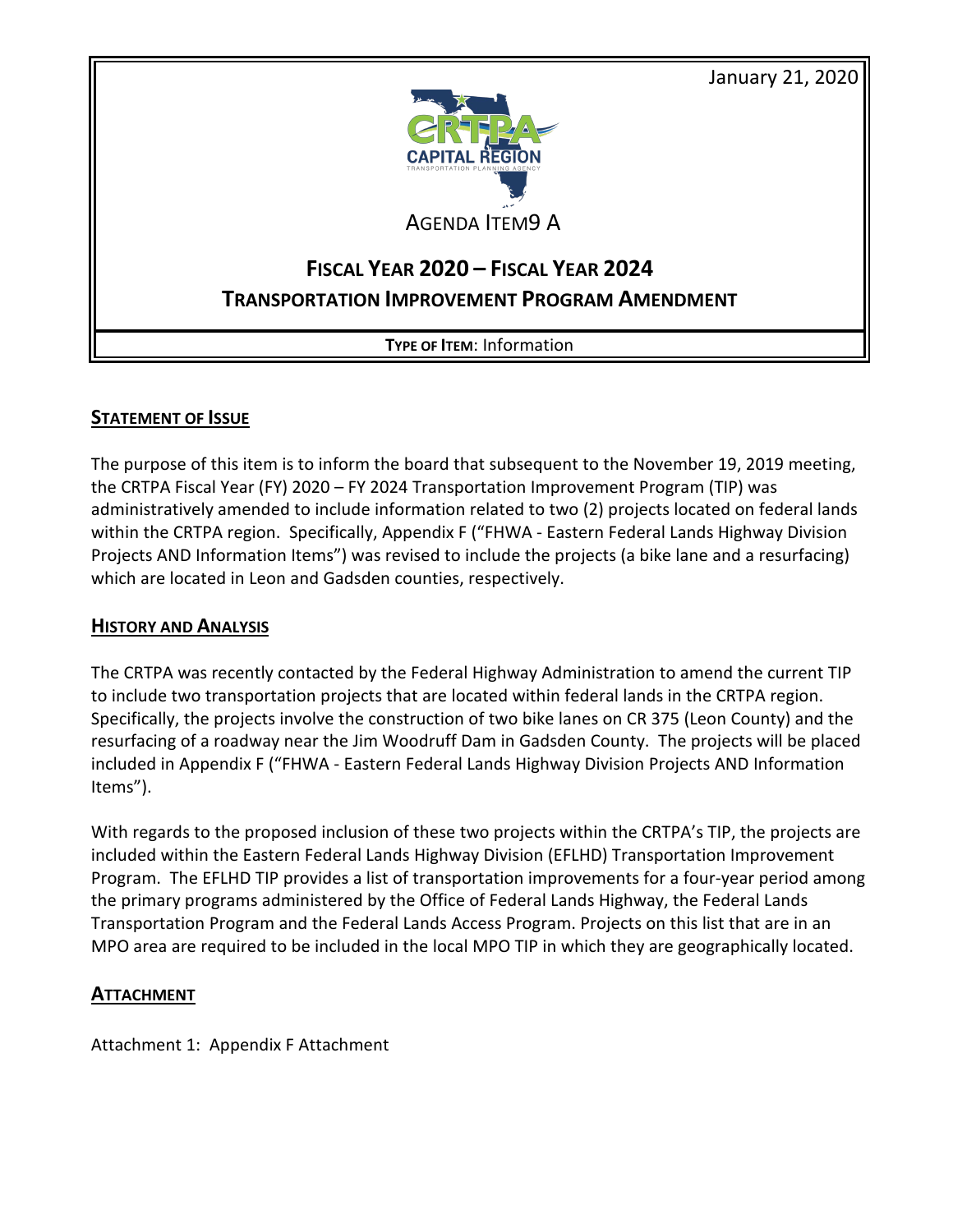January 21, 2020

CAPITAL REGION
TRANSPORTATION PLANNING AGENCY

AGENDA ITEM9 A

# FISCAL YEAR 2020 – FISCAL YEAR 2024 TRANSPORTATION IMPROVEMENT PROGRAM AMENDMENT

**TYPE OF ITEM**: Information

## STATEMENT OF ISSUE

The purpose of this item is to inform the board that subsequent to the November 19, 2019 meeting, the CRTPA Fiscal Year (FY) 2020 – FY 2024 Transportation Improvement Program (TIP) was administratively amended to include information related to two (2) projects located on federal lands within the CRTPA region. Specifically, Appendix F ("FHWA - Eastern Federal Lands Highway Division Projects AND Information Items") was revised to include the projects (a bike lane and a resurfacing) which are located in Leon and Gadsden counties, respectively.

## HISTORY AND ANALYSIS

The CRTPA was recently contacted by the Federal Highway Administration to amend the current TIP to include two transportation projects that are located within federal lands in the CRTPA region. Specifically, the projects involve the construction of two bike lanes on CR 375 (Leon County) and the resurfacing of a roadway near the Jim Woodruff Dam in Gadsden County. The projects will be placed included in Appendix F ("FHWA - Eastern Federal Lands Highway Division Projects AND Information Items").

With regards to the proposed inclusion of these two projects within the CRTPA's TIP, the projects are included within the Eastern Federal Lands Highway Division (EFLHD) Transportation Improvement Program. The EFLHD TIP provides a list of transportation improvements for a four-year period among the primary programs administered by the Office of Federal Lands Highway, the Federal Lands Transportation Program and the Federal Lands Access Program. Projects on this list that are in an MPO area are required to be included in the local MPO TIP in which they are geographically located.

## ATTACHMENT

Attachment 1: Appendix F Attachment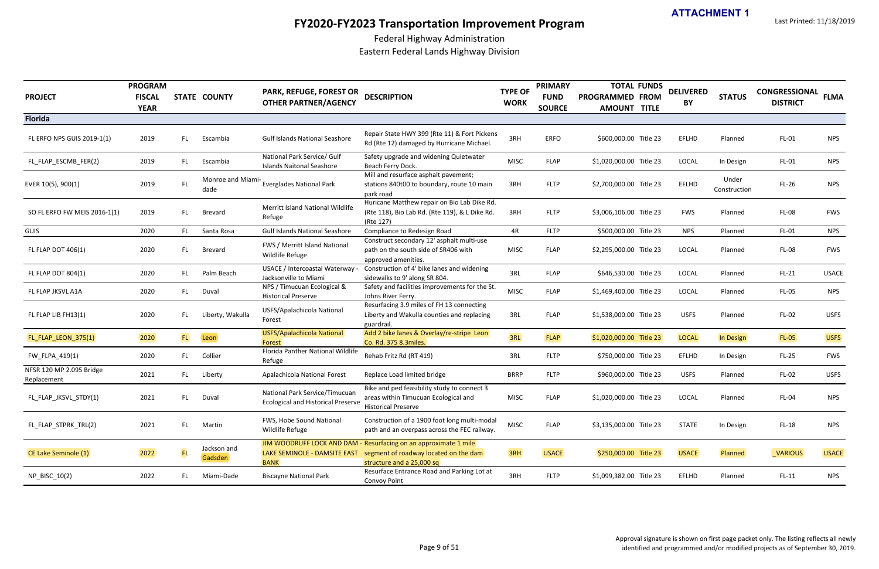**ATTACHMENT 1**

Last Printed: 11/18/2019

# FY2020-FY2023 Transportation Improvement Program

## Federal Highway Administration
## Eastern Federal Lands Highway Division

| PROJECT | PROGRAM FISCAL YEAR | STATE | COUNTY | PARK, REFUGE, FOREST OR OTHER PARTNER/AGENCY | DESCRIPTION | TYPE OF WORK | PRIMARY FUND SOURCE | TOTAL PROGRAMMED AMOUNT | FUNDS FROM TITLE | DELIVERED BY | STATUS | CONGRESSIONAL DISTRICT | FLMA |
|---|---|---|---|---|---|---|---|---|---|---|---|---|---|
| **Florida** | | | | | | | | | | | | | |
| FL ERFO NPS GUIS 2019-1(1) | 2019 | FL | Escambia | Gulf Islands National Seashore | Repair State HWY 399 (Rte 11) & Fort Pickens Rd (Rte 12) damaged by Hurricane Michael. | 3RH | ERFO | $600,000.00 | Title 23 | EFLHD | Planned | FL-01 | NPS |
| FL_FLAP_ESCMB_FER(2) | 2019 | FL | Escambia | National Park Service/ Gulf Islands Naitonal Seashore | Safety upgrade and widening Quietwater Beach Ferry Dock. | MISC | FLAP | $1,020,000.00 | Title 23 | LOCAL | In Design | FL-01 | NPS |
| EVER 10(5), 900(1) | 2019 | FL | Monroe and Miami-dade | Everglades National Park | Mill and resurface asphalt pavement; stations 840t00 to boundary, route 10 main park road | 3RH | FLTP | $2,700,000.00 | Title 23 | EFLHD | Under Construction | FL-26 | NPS |
| SO FL ERFO FW MEIS 2016-1(1) | 2019 | FL | Brevard | Merritt Island National Wildlife Refuge | Huricane Matthew repair on Bio Lab Dike Rd. (Rte 118), Bio Lab Rd. (Rte 119), & L Dike Rd. (Rte 127) | 3RH | FLTP | $3,006,106.00 | Title 23 | FWS | Planned | FL-08 | FWS |
| GUIS | 2020 | FL | Santa Rosa | Gulf Islands National Seashore | Compliance to Redesign Road | 4R | FLTP | $500,000.00 | Title 23 | NPS | Planned | FL-01 | NPS |
| FL FLAP DOT 406(1) | 2020 | FL | Brevard | FWS / Merritt Island National Wildlife Refuge | Construct secondary 12' asphalt multi-use path on the south side of SR406 with approved amenities. | MISC | FLAP | $2,295,000.00 | Title 23 | LOCAL | Planned | FL-08 | FWS |
| FL FLAP DOT 804(1) | 2020 | FL | Palm Beach | USACE / Intercoastal Waterway - Jacksonville to Miami | Construction of 4' bike lanes and widening sidewalks to 9' along SR 804. | 3RL | FLAP | $646,530.00 | Title 23 | LOCAL | Planned | FL-21 | USACE |
| FL FLAP JKSVL A1A | 2020 | FL | Duval | NPS / Timucuan Ecological & Historical Preserve | Safety and facilities improvements for the St. Johns River Ferry. | MISC | FLAP | $1,469,400.00 | Title 23 | LOCAL | Planned | FL-05 | NPS |
| FL FLAP LIB FH13(1) | 2020 | FL | Liberty, Wakulla | USFS/Apalachicola National Forest | Resurfacing 3.9 miles of FH 13 connecting Liberty and Wakulla counties and replacing guardrail. | 3RL | FLAP | $1,538,000.00 | Title 23 | USFS | Planned | FL-02 | USFS |
| FL_FLAP_LEON_375(1) | 2020 | FL | Leon | USFS/Apalachicola National Forest | Add 2 bike lanes & Overlay/re-stripe Leon Co. Rd. 375 8.3miles. | 3RL | FLAP | $1,020,000.00 | Title 23 | LOCAL | In Design | FL-05 | USFS |
| FW_FLPA_419(1) | 2020 | FL | Collier | Florida Panther National Wildlife Refuge | Rehab Fritz Rd (RT 419) | 3RL | FLTP | $750,000.00 | Title 23 | EFLHD | In Design | FL-25 | FWS |
| NFSR 120 MP 2.095 Bridge Replacement | 2021 | FL | Liberty | Apalachicola National Forest | Replace Load limited bridge | BRRP | FLTP | $960,000.00 | Title 23 | USFS | Planned | FL-02 | USFS |
| FL_FLAP_JKSVL_STDY(1) | 2021 | FL | Duval | National Park Service/Timucuan Ecological and Historical Preserve | Bike and ped feasibility study to connect 3 areas within Timucuan Ecological and Historical Preserve | MISC | FLAP | $1,020,000.00 | Title 23 | LOCAL | Planned | FL-04 | NPS |
| FL_FLAP_STPRK_TRL(2) | 2021 | FL | Martin | FWS, Hobe Sound National Wildlife Refuge | Construction of a 1900 foot long multi-modal path and an overpass across the FEC railway. | MISC | FLAP | $3,135,000.00 | Title 23 | STATE | In Design | FL-18 | NPS |
| CE Lake Seminole (1) | 2022 | FL | Jackson and Gadsden | JIM WOODRUFF LOCK AND DAM - LAKE SEMINOLE - DAMSITE EAST BANK | Resurfacing on an approximate 1 mile segment of roadway located on the dam structure and a 25,000 sq | 3RH | USACE | $250,000.00 | Title 23 | USACE | Planned | _VARIOUS | USACE |
| NP_BISC_10(2) | 2022 | FL | Miami-Dade | Biscayne National Park | Resurface Entrance Road and Parking Lot at Convoy Point | 3RH | FLTP | $1,099,382.00 | Title 23 | EFLHD | Planned | FL-11 | NPS |

Approval signature is shown on first page packet only. The listing reflects all newly identified and programmed and/or modified projects as of September 30, 2019.